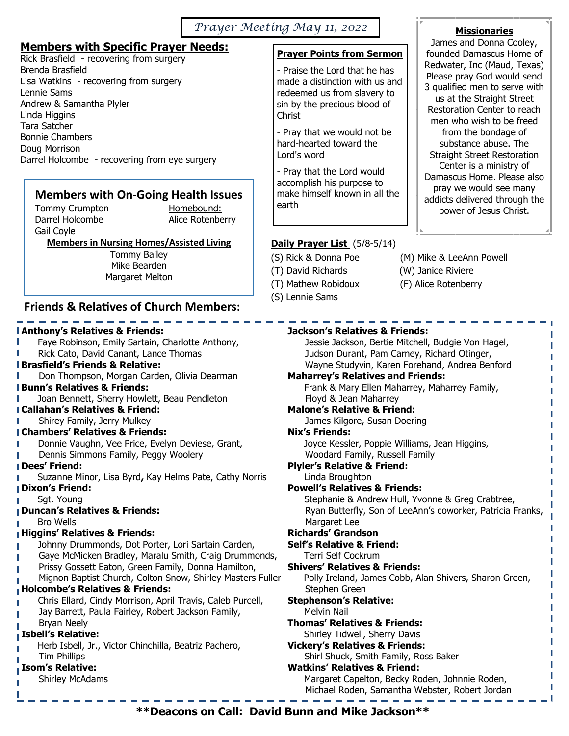# *Prayer Meeting May 11, 2022*

## Members with Specific Prayer Needs:

Rick Brasfield - recovering from surgery
Brenda Brasfield
Lisa Watkins - recovering from surgery
Lennie Sams
Andrew & Samantha Plyler
Linda Higgins
Tara Satcher
Bonnie Chambers
Doug Morrison
Darrel Holcombe - recovering from eye surgery

## Members with On-Going Health Issues

Tommy Crumpton
Darrel Holcombe
Gail Coyle

Homebound:
Alice Rotenberry

**Members in Nursing Homes/Assisted Living**

Tommy Bailey
Mike Bearden
Margaret Melton

**Prayer Points from Sermon**

- Praise the Lord that he has made a distinction with us and redeemed us from slavery to sin by the precious blood of Christ
- Pray that we would not be hard-hearted toward the Lord's word
- Pray that the Lord would accomplish his purpose to make himself known in all the earth

**Missionaries**

James and Donna Cooley, founded Damascus Home of Redwater, Inc (Maud, Texas) Please pray God would send 3 qualified men to serve with us at the Straight Street Restoration Center to reach men who wish to be freed from the bondage of substance abuse. The Straight Street Restoration Center is a ministry of Damascus Home. Please also pray we would see many addicts delivered through the power of Jesus Christ.

**Daily Prayer List** (5/8-5/14)

(S) Rick & Donna Poe
(M) Mike & LeeAnn Powell
(T) David Richards
(W) Janice Riviere
(T) Mathew Robidoux
(F) Alice Rotenberry
(S) Lennie Sams

## Friends & Relatives of Church Members:

**Anthony's Relatives & Friends:**
Faye Robinson, Emily Sartain, Charlotte Anthony, Rick Cato, David Canant, Lance Thomas

**Brasfield's Friends & Relative:**
Don Thompson, Morgan Carden, Olivia Dearman

**Bunn's Relatives & Friends:**
Joan Bennett, Sherry Howlett, Beau Pendleton

**Callahan's Relatives & Friend:**
Shirey Family, Jerry Mulkey

**Chambers' Relatives & Friends:**
Donnie Vaughn, Vee Price, Evelyn Deviese, Grant, Dennis Simmons Family, Peggy Woolery

**Dees' Friend:**
Suzanne Minor, Lisa Byrd**,** Kay Helms Pate, Cathy Norris

**Dixon's Friend:**
Sgt. Young

**Duncan's Relatives & Friends:**
Bro Wells

**Higgins' Relatives & Friends:**
Johnny Drummonds, Dot Porter, Lori Sartain Carden, Gaye McMicken Bradley, Maralu Smith, Craig Drummonds, Prissy Gossett Eaton, Green Family, Donna Hamilton, Mignon Baptist Church, Colton Snow, Shirley Masters Fuller

**Holcombe's Relatives & Friends:**
Chris Ellard, Cindy Morrison, April Travis, Caleb Purcell, Jay Barrett, Paula Fairley, Robert Jackson Family, Bryan Neely

**Isbell's Relative:**
Herb Isbell, Jr., Victor Chinchilla, Beatriz Pachero, Tim Phillips

**Isom's Relative:**
Shirley McAdams

**Jackson's Relatives & Friends:**
Jessie Jackson, Bertie Mitchell, Budgie Von Hagel, Judson Durant, Pam Carney, Richard Otinger, Wayne Studyvin, Karen Forehand, Andrea Benford

**Maharrey's Relatives and Friends:**
Frank & Mary Ellen Maharrey, Maharrey Family, Floyd & Jean Maharrey

**Malone's Relative & Friend:**
James Kilgore, Susan Doering

**Nix's Friends:**
Joyce Kessler, Poppie Williams, Jean Higgins, Woodard Family, Russell Family

**Plyler's Relative & Friend:**
Linda Broughton

**Powell's Relatives & Friends:**
Stephanie & Andrew Hull, Yvonne & Greg Crabtree, Ryan Butterfly, Son of LeeAnn's coworker, Patricia Franks, Margaret Lee

**Richards' Grandson**

**Self's Relative & Friend:**
Terri Self Cockrum

**Shivers' Relatives & Friends:**
Polly Ireland, James Cobb, Alan Shivers, Sharon Green, Stephen Green

**Stephenson's Relative:**
Melvin Nail

**Thomas' Relatives & Friends:**
Shirley Tidwell, Sherry Davis

**Vickery's Relatives & Friends:**
Shirl Shuck, Smith Family, Ross Baker

**Watkins' Relatives & Friend:**
Margaret Capelton, Becky Roden, Johnnie Roden, Michael Roden, Samantha Webster, Robert Jordan

**\*\*Deacons on Call: David Bunn and Mike Jackson\*\***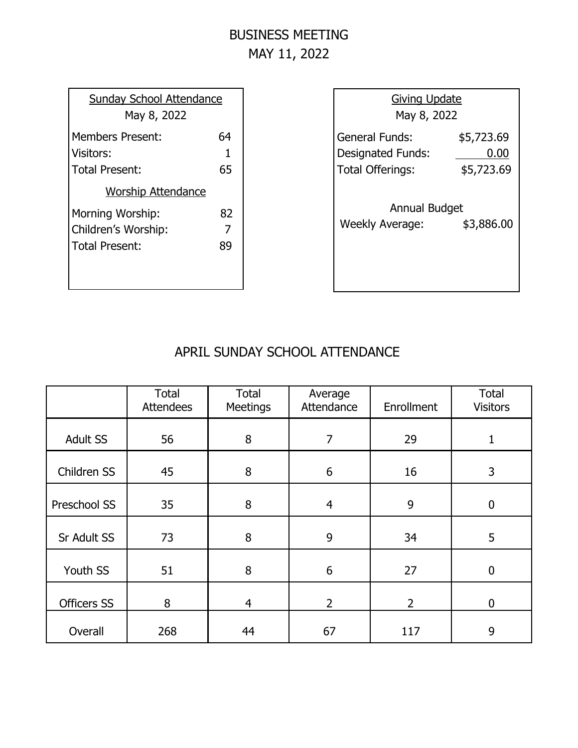# BUSINESS MEETING
## MAY 11, 2022

**Sunday School Attendance**
May 8, 2022

| | |
|---|---|
| Members Present: | 64 |
| Visitors: | 1 |
| Total Present: | 65 |

**Worship Attendance**

| | |
|---|---|
| Morning Worship: | 82 |
| Children's Worship: | 7 |
| Total Present: | 89 |

**Giving Update**
May 8, 2022

| | |
|---|---|
| General Funds: | $5,723.69 |
| Designated Funds: | 0.00 |
| Total Offerings: | $5,723.69 |

Annual Budget

| | |
|---|---|
| Weekly Average: | $3,886.00 |

## APRIL SUNDAY SCHOOL ATTENDANCE

| | Total Attendees | Total Meetings | Average Attendance | Enrollment | Total Visitors |
|---|---|---|---|---|---|
| Adult SS | 56 | 8 | 7 | 29 | 1 |
| Children SS | 45 | 8 | 6 | 16 | 3 |
| Preschool SS | 35 | 8 | 4 | 9 | 0 |
| Sr Adult SS | 73 | 8 | 9 | 34 | 5 |
| Youth SS | 51 | 8 | 6 | 27 | 0 |
| Officers SS | 8 | 4 | 2 | 2 | 0 |
| Overall | 268 | 44 | 67 | 117 | 9 |